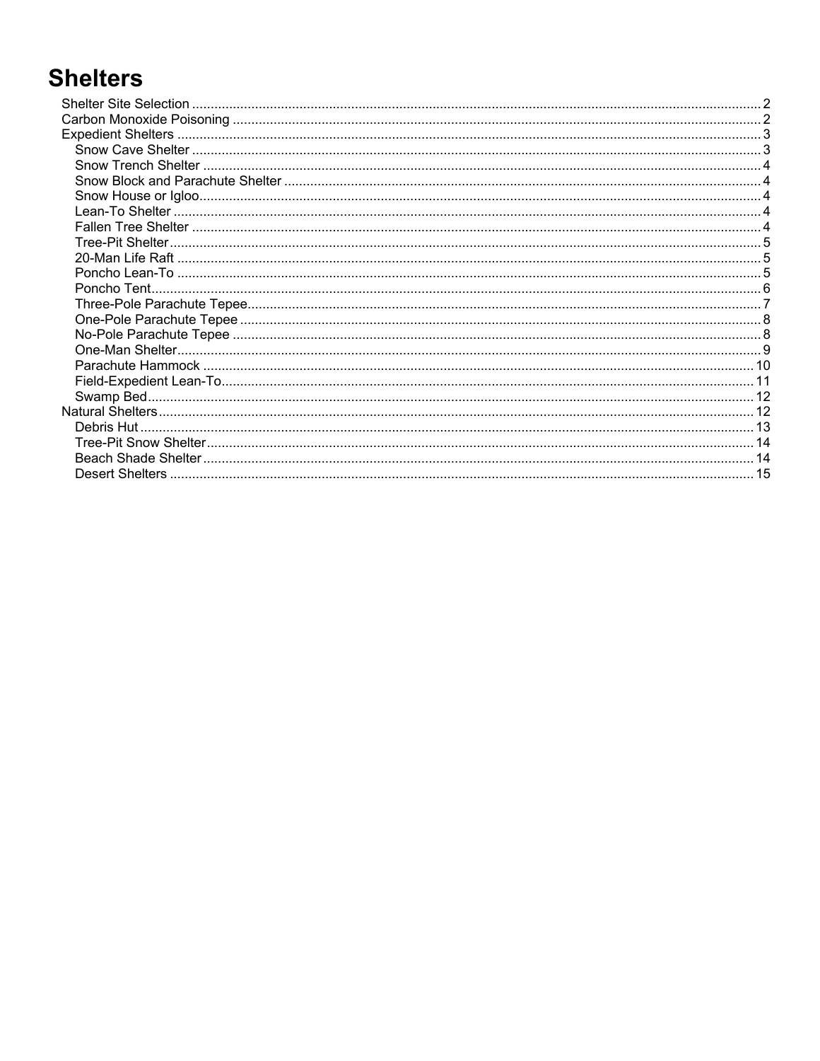# Shelters

- Shelter Site Selection ........ 2
- Carbon Monoxide Poisoning ........ 2
- Expedient Shelters ........ 3
  - Snow Cave Shelter ........ 3
  - Snow Trench Shelter ........ 4
  - Snow Block and Parachute Shelter ........ 4
  - Snow House or Igloo ........ 4
  - Lean-To Shelter ........ 4
  - Fallen Tree Shelter ........ 4
  - Tree-Pit Shelter ........ 5
  - 20-Man Life Raft ........ 5
  - Poncho Lean-To ........ 5
  - Poncho Tent ........ 6
  - Three-Pole Parachute Tepee ........ 7
  - One-Pole Parachute Tepee ........ 8
  - No-Pole Parachute Tepee ........ 8
  - One-Man Shelter ........ 9
  - Parachute Hammock ........ 10
  - Field-Expedient Lean-To ........ 11
  - Swamp Bed ........ 12
- Natural Shelters ........ 12
  - Debris Hut ........ 13
  - Tree-Pit Snow Shelter ........ 14
  - Beach Shade Shelter ........ 14
  - Desert Shelters ........ 15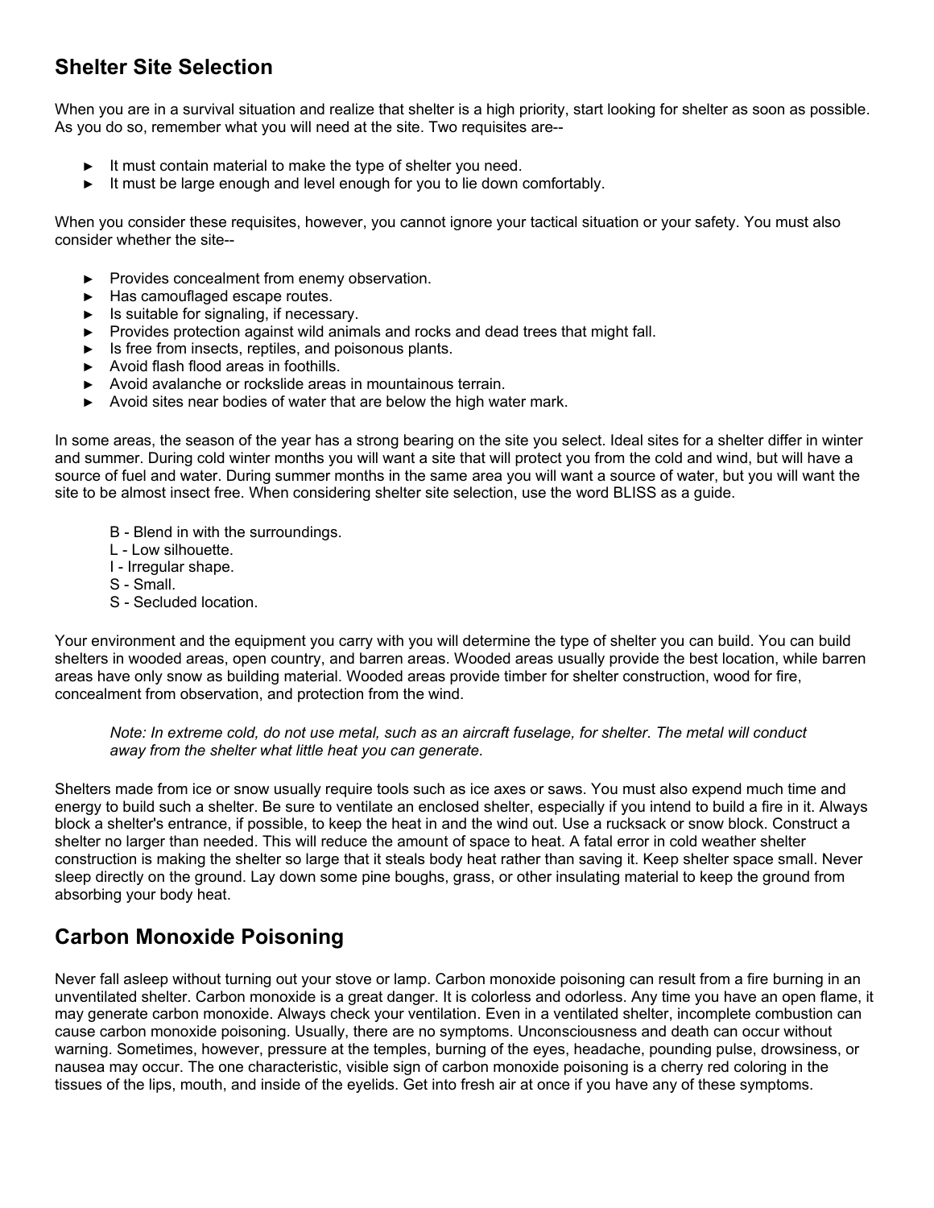## Shelter Site Selection

When you are in a survival situation and realize that shelter is a high priority, start looking for shelter as soon as possible. As you do so, remember what you will need at the site. Two requisites are--

- It must contain material to make the type of shelter you need.
- It must be large enough and level enough for you to lie down comfortably.

When you consider these requisites, however, you cannot ignore your tactical situation or your safety. You must also consider whether the site--

- Provides concealment from enemy observation.
- Has camouflaged escape routes.
- Is suitable for signaling, if necessary.
- Provides protection against wild animals and rocks and dead trees that might fall.
- Is free from insects, reptiles, and poisonous plants.
- Avoid flash flood areas in foothills.
- Avoid avalanche or rockslide areas in mountainous terrain.
- Avoid sites near bodies of water that are below the high water mark.

In some areas, the season of the year has a strong bearing on the site you select. Ideal sites for a shelter differ in winter and summer. During cold winter months you will want a site that will protect you from the cold and wind, but will have a source of fuel and water. During summer months in the same area you will want a source of water, but you will want the site to be almost insect free. When considering shelter site selection, use the word BLISS as a guide.

B - Blend in with the surroundings.  
L - Low silhouette.  
I - Irregular shape.  
S - Small.  
S - Secluded location.

Your environment and the equipment you carry with you will determine the type of shelter you can build. You can build shelters in wooded areas, open country, and barren areas. Wooded areas usually provide the best location, while barren areas have only snow as building material. Wooded areas provide timber for shelter construction, wood for fire, concealment from observation, and protection from the wind.

> *Note: In extreme cold, do not use metal, such as an aircraft fuselage, for shelter. The metal will conduct away from the shelter what little heat you can generate.*

Shelters made from ice or snow usually require tools such as ice axes or saws. You must also expend much time and energy to build such a shelter. Be sure to ventilate an enclosed shelter, especially if you intend to build a fire in it. Always block a shelter's entrance, if possible, to keep the heat in and the wind out. Use a rucksack or snow block. Construct a shelter no larger than needed. This will reduce the amount of space to heat. A fatal error in cold weather shelter construction is making the shelter so large that it steals body heat rather than saving it. Keep shelter space small. Never sleep directly on the ground. Lay down some pine boughs, grass, or other insulating material to keep the ground from absorbing your body heat.

## Carbon Monoxide Poisoning

Never fall asleep without turning out your stove or lamp. Carbon monoxide poisoning can result from a fire burning in an unventilated shelter. Carbon monoxide is a great danger. It is colorless and odorless. Any time you have an open flame, it may generate carbon monoxide. Always check your ventilation. Even in a ventilated shelter, incomplete combustion can cause carbon monoxide poisoning. Usually, there are no symptoms. Unconsciousness and death can occur without warning. Sometimes, however, pressure at the temples, burning of the eyes, headache, pounding pulse, drowsiness, or nausea may occur. The one characteristic, visible sign of carbon monoxide poisoning is a cherry red coloring in the tissues of the lips, mouth, and inside of the eyelids. Get into fresh air at once if you have any of these symptoms.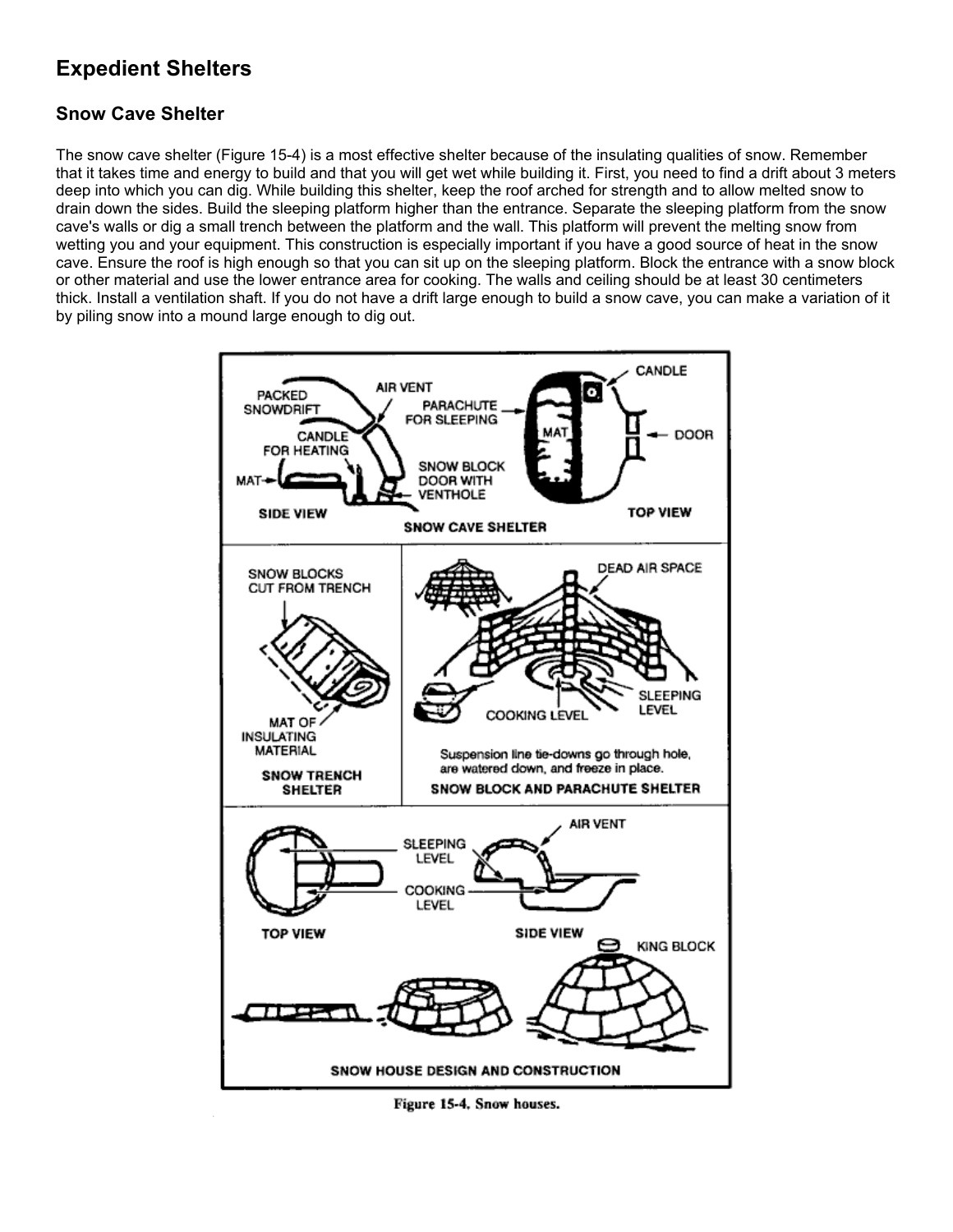# Expedient Shelters

## Snow Cave Shelter

The snow cave shelter (Figure 15-4) is a most effective shelter because of the insulating qualities of snow. Remember that it takes time and energy to build and that you will get wet while building it. First, you need to find a drift about 3 meters deep into which you can dig. While building this shelter, keep the roof arched for strength and to allow melted snow to drain down the sides. Build the sleeping platform higher than the entrance. Separate the sleeping platform from the snow cave's walls or dig a small trench between the platform and the wall. This platform will prevent the melting snow from wetting you and your equipment. This construction is especially important if you have a good source of heat in the snow cave. Ensure the roof is high enough so that you can sit up on the sleeping platform. Block the entrance with a snow block or other material and use the lower entrance area for cooking. The walls and ceiling should be at least 30 centimeters thick. Install a ventilation shaft. If you do not have a drift large enough to build a snow cave, you can make a variation of it by piling snow into a mound large enough to dig out.

Figure 15-4. Snow houses.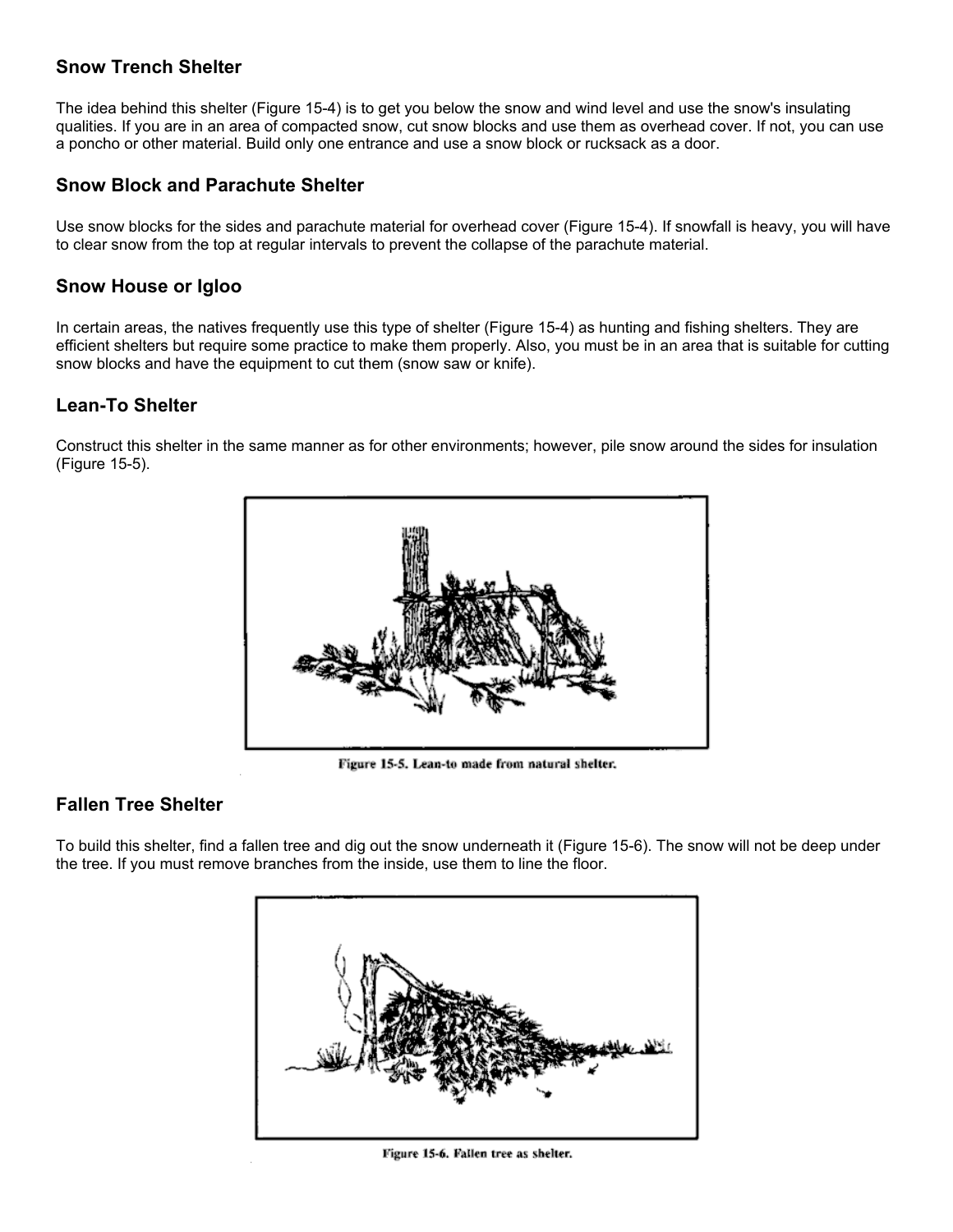## Snow Trench Shelter

The idea behind this shelter (Figure 15-4) is to get you below the snow and wind level and use the snow's insulating qualities. If you are in an area of compacted snow, cut snow blocks and use them as overhead cover. If not, you can use a poncho or other material. Build only one entrance and use a snow block or rucksack as a door.

## Snow Block and Parachute Shelter

Use snow blocks for the sides and parachute material for overhead cover (Figure 15-4). If snowfall is heavy, you will have to clear snow from the top at regular intervals to prevent the collapse of the parachute material.

## Snow House or Igloo

In certain areas, the natives frequently use this type of shelter (Figure 15-4) as hunting and fishing shelters. They are efficient shelters but require some practice to make them properly. Also, you must be in an area that is suitable for cutting snow blocks and have the equipment to cut them (snow saw or knife).

## Lean-To Shelter

Construct this shelter in the same manner as for other environments; however, pile snow around the sides for insulation (Figure 15-5).

Figure 15-5. Lean-to made from natural shelter.

## Fallen Tree Shelter

To build this shelter, find a fallen tree and dig out the snow underneath it (Figure 15-6). The snow will not be deep under the tree. If you must remove branches from the inside, use them to line the floor.

Figure 15-6. Fallen tree as shelter.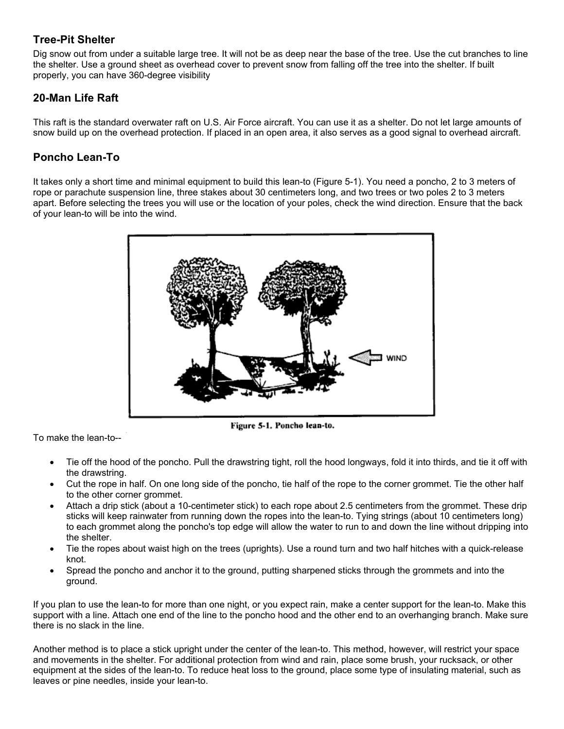## Tree-Pit Shelter

Dig snow out from under a suitable large tree. It will not be as deep near the base of the tree. Use the cut branches to line the shelter. Use a ground sheet as overhead cover to prevent snow from falling off the tree into the shelter. If built properly, you can have 360-degree visibility

## 20-Man Life Raft

This raft is the standard overwater raft on U.S. Air Force aircraft. You can use it as a shelter. Do not let large amounts of snow build up on the overhead protection. If placed in an open area, it also serves as a good signal to overhead aircraft.

## Poncho Lean-To

It takes only a short time and minimal equipment to build this lean-to (Figure 5-1). You need a poncho, 2 to 3 meters of rope or parachute suspension line, three stakes about 30 centimeters long, and two trees or two poles 2 to 3 meters apart. Before selecting the trees you will use or the location of your poles, check the wind direction. Ensure that the back of your lean-to will be into the wind.

Figure 5-1. Poncho lean-to.

To make the lean-to--

- Tie off the hood of the poncho. Pull the drawstring tight, roll the hood longways, fold it into thirds, and tie it off with the drawstring.
- Cut the rope in half. On one long side of the poncho, tie half of the rope to the corner grommet. Tie the other half to the other corner grommet.
- Attach a drip stick (about a 10-centimeter stick) to each rope about 2.5 centimeters from the grommet. These drip sticks will keep rainwater from running down the ropes into the lean-to. Tying strings (about 10 centimeters long) to each grommet along the poncho's top edge will allow the water to run to and down the line without dripping into the shelter.
- Tie the ropes about waist high on the trees (uprights). Use a round turn and two half hitches with a quick-release knot.
- Spread the poncho and anchor it to the ground, putting sharpened sticks through the grommets and into the ground.

If you plan to use the lean-to for more than one night, or you expect rain, make a center support for the lean-to. Make this support with a line. Attach one end of the line to the poncho hood and the other end to an overhanging branch. Make sure there is no slack in the line.

Another method is to place a stick upright under the center of the lean-to. This method, however, will restrict your space and movements in the shelter. For additional protection from wind and rain, place some brush, your rucksack, or other equipment at the sides of the lean-to. To reduce heat loss to the ground, place some type of insulating material, such as leaves or pine needles, inside your lean-to.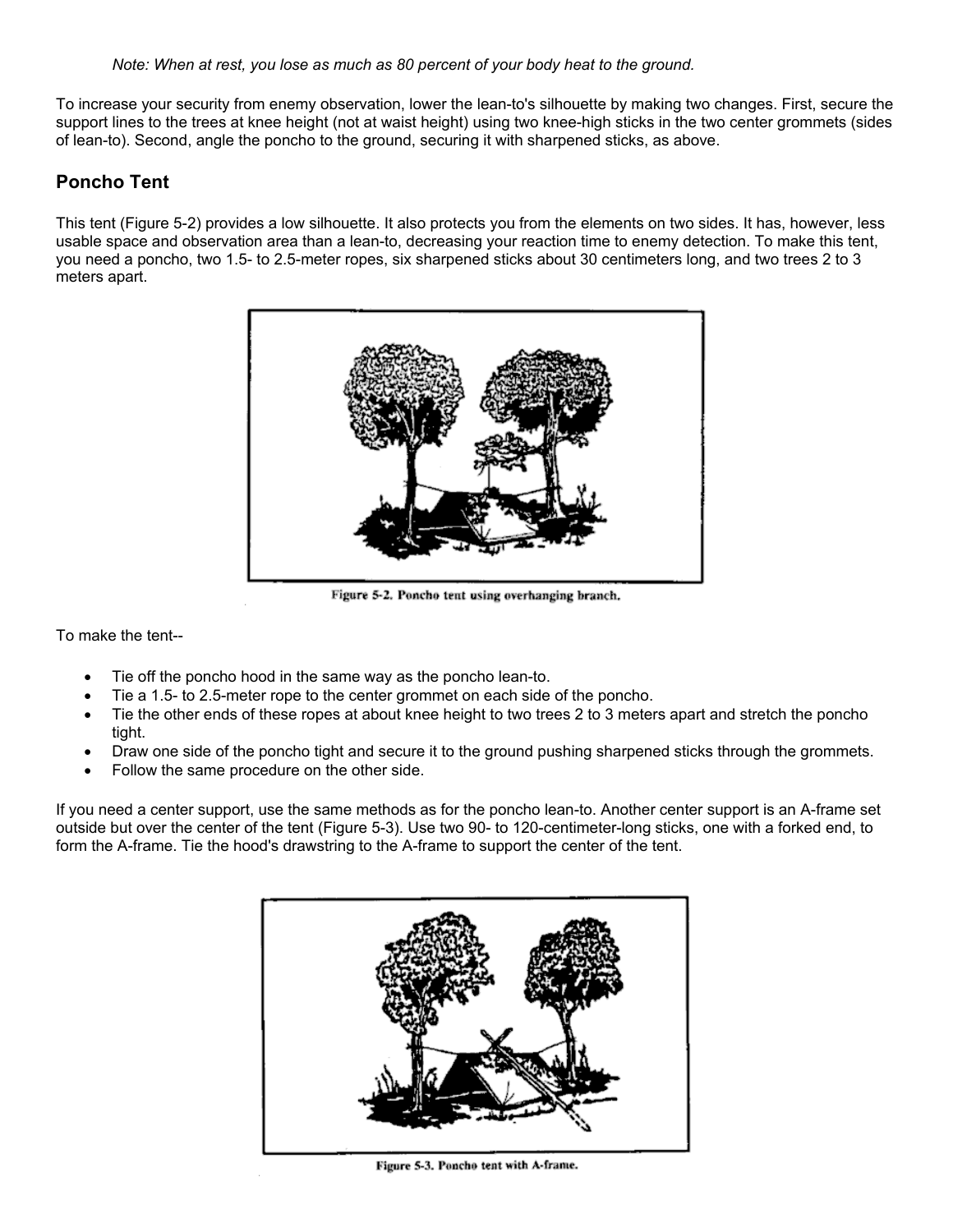*Note: When at rest, you lose as much as 80 percent of your body heat to the ground.*

To increase your security from enemy observation, lower the lean-to's silhouette by making two changes. First, secure the support lines to the trees at knee height (not at waist height) using two knee-high sticks in the two center grommets (sides of lean-to). Second, angle the poncho to the ground, securing it with sharpened sticks, as above.

## Poncho Tent

This tent (Figure 5-2) provides a low silhouette. It also protects you from the elements on two sides. It has, however, less usable space and observation area than a lean-to, decreasing your reaction time to enemy detection. To make this tent, you need a poncho, two 1.5- to 2.5-meter ropes, six sharpened sticks about 30 centimeters long, and two trees 2 to 3 meters apart.

Figure 5-2. Poncho tent using overhanging branch.

To make the tent--

- Tie off the poncho hood in the same way as the poncho lean-to.
- Tie a 1.5- to 2.5-meter rope to the center grommet on each side of the poncho.
- Tie the other ends of these ropes at about knee height to two trees 2 to 3 meters apart and stretch the poncho tight.
- Draw one side of the poncho tight and secure it to the ground pushing sharpened sticks through the grommets.
- Follow the same procedure on the other side.

If you need a center support, use the same methods as for the poncho lean-to. Another center support is an A-frame set outside but over the center of the tent (Figure 5-3). Use two 90- to 120-centimeter-long sticks, one with a forked end, to form the A-frame. Tie the hood's drawstring to the A-frame to support the center of the tent.

Figure 5-3. Poncho tent with A-frame.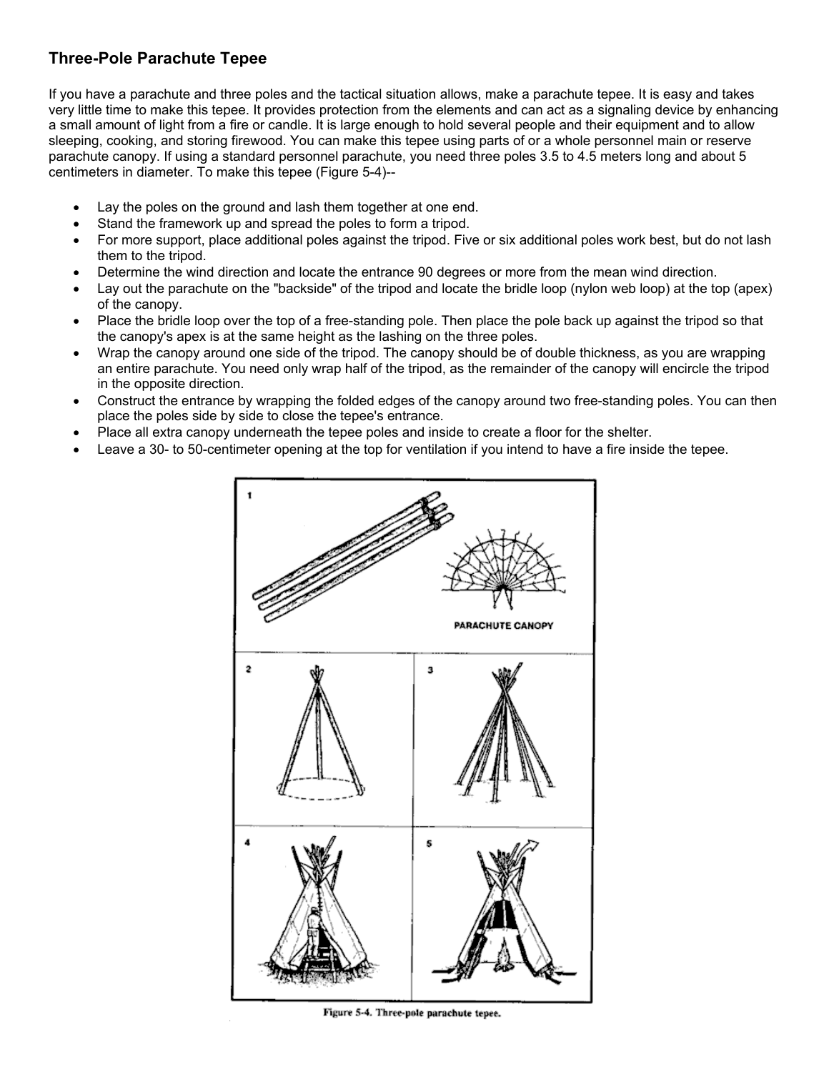### Three-Pole Parachute Tepee

If you have a parachute and three poles and the tactical situation allows, make a parachute tepee. It is easy and takes very little time to make this tepee. It provides protection from the elements and can act as a signaling device by enhancing a small amount of light from a fire or candle. It is large enough to hold several people and their equipment and to allow sleeping, cooking, and storing firewood. You can make this tepee using parts of or a whole personnel main or reserve parachute canopy. If using a standard personnel parachute, you need three poles 3.5 to 4.5 meters long and about 5 centimeters in diameter. To make this tepee (Figure 5-4)--

- Lay the poles on the ground and lash them together at one end.
- Stand the framework up and spread the poles to form a tripod.
- For more support, place additional poles against the tripod. Five or six additional poles work best, but do not lash them to the tripod.
- Determine the wind direction and locate the entrance 90 degrees or more from the mean wind direction.
- Lay out the parachute on the "backside" of the tripod and locate the bridle loop (nylon web loop) at the top (apex) of the canopy.
- Place the bridle loop over the top of a free-standing pole. Then place the pole back up against the tripod so that the canopy's apex is at the same height as the lashing on the three poles.
- Wrap the canopy around one side of the tripod. The canopy should be of double thickness, as you are wrapping an entire parachute. You need only wrap half of the tripod, as the remainder of the canopy will encircle the tripod in the opposite direction.
- Construct the entrance by wrapping the folded edges of the canopy around two free-standing poles. You can then place the poles side by side to close the tepee's entrance.
- Place all extra canopy underneath the tepee poles and inside to create a floor for the shelter.
- Leave a 30- to 50-centimeter opening at the top for ventilation if you intend to have a fire inside the tepee.

1

PARACHUTE CANOPY

2

3

4

5

Figure 5-4. Three-pole parachute tepee.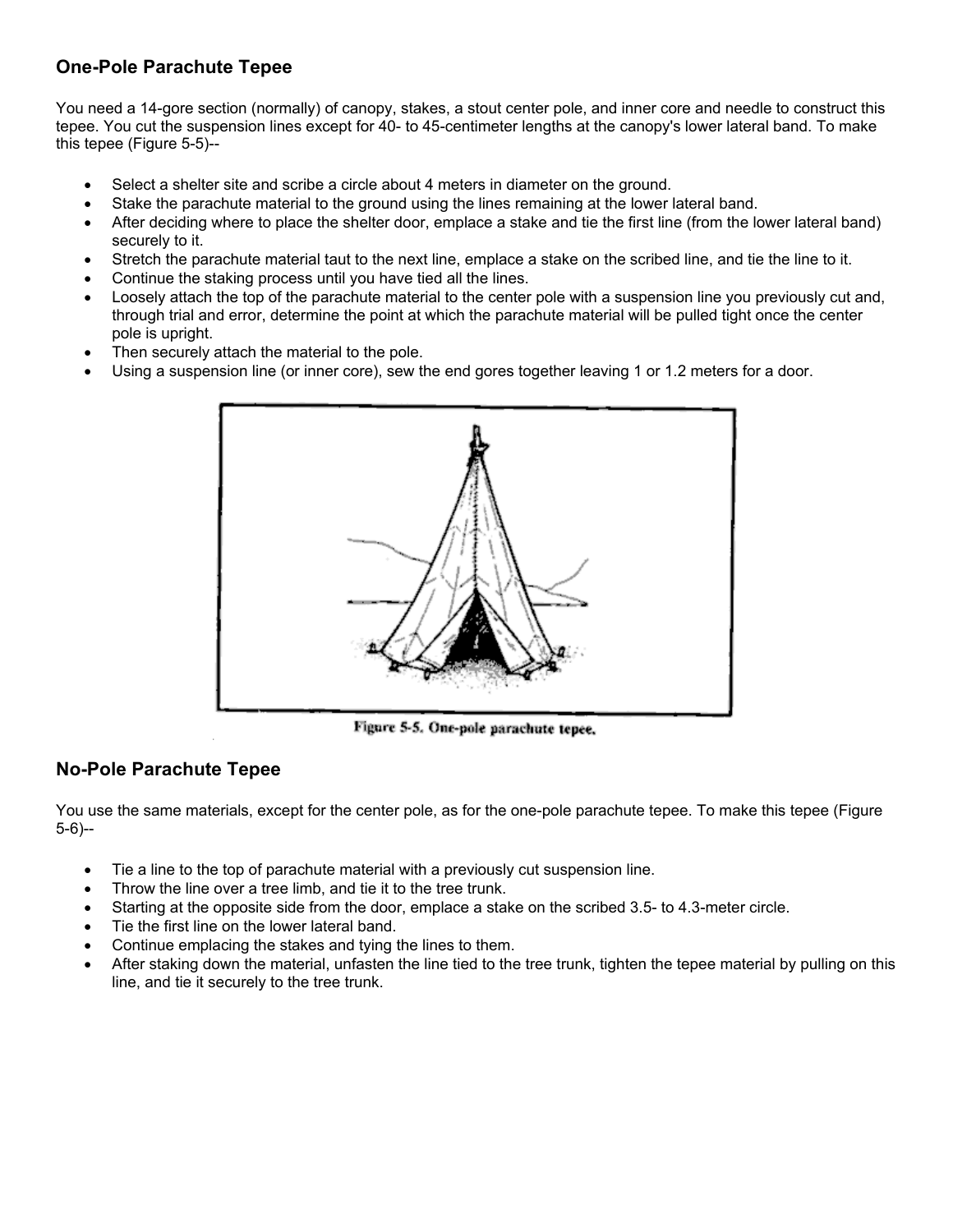## One-Pole Parachute Tepee

You need a 14-gore section (normally) of canopy, stakes, a stout center pole, and inner core and needle to construct this tepee. You cut the suspension lines except for 40- to 45-centimeter lengths at the canopy's lower lateral band. To make this tepee (Figure 5-5)--

- Select a shelter site and scribe a circle about 4 meters in diameter on the ground.
- Stake the parachute material to the ground using the lines remaining at the lower lateral band.
- After deciding where to place the shelter door, emplace a stake and tie the first line (from the lower lateral band) securely to it.
- Stretch the parachute material taut to the next line, emplace a stake on the scribed line, and tie the line to it.
- Continue the staking process until you have tied all the lines.
- Loosely attach the top of the parachute material to the center pole with a suspension line you previously cut and, through trial and error, determine the point at which the parachute material will be pulled tight once the center pole is upright.
- Then securely attach the material to the pole.
- Using a suspension line (or inner core), sew the end gores together leaving 1 or 1.2 meters for a door.

Figure 5-5. One-pole parachute tepee.

## No-Pole Parachute Tepee

You use the same materials, except for the center pole, as for the one-pole parachute tepee. To make this tepee (Figure 5-6)--

- Tie a line to the top of parachute material with a previously cut suspension line.
- Throw the line over a tree limb, and tie it to the tree trunk.
- Starting at the opposite side from the door, emplace a stake on the scribed 3.5- to 4.3-meter circle.
- Tie the first line on the lower lateral band.
- Continue emplacing the stakes and tying the lines to them.
- After staking down the material, unfasten the line tied to the tree trunk, tighten the tepee material by pulling on this line, and tie it securely to the tree trunk.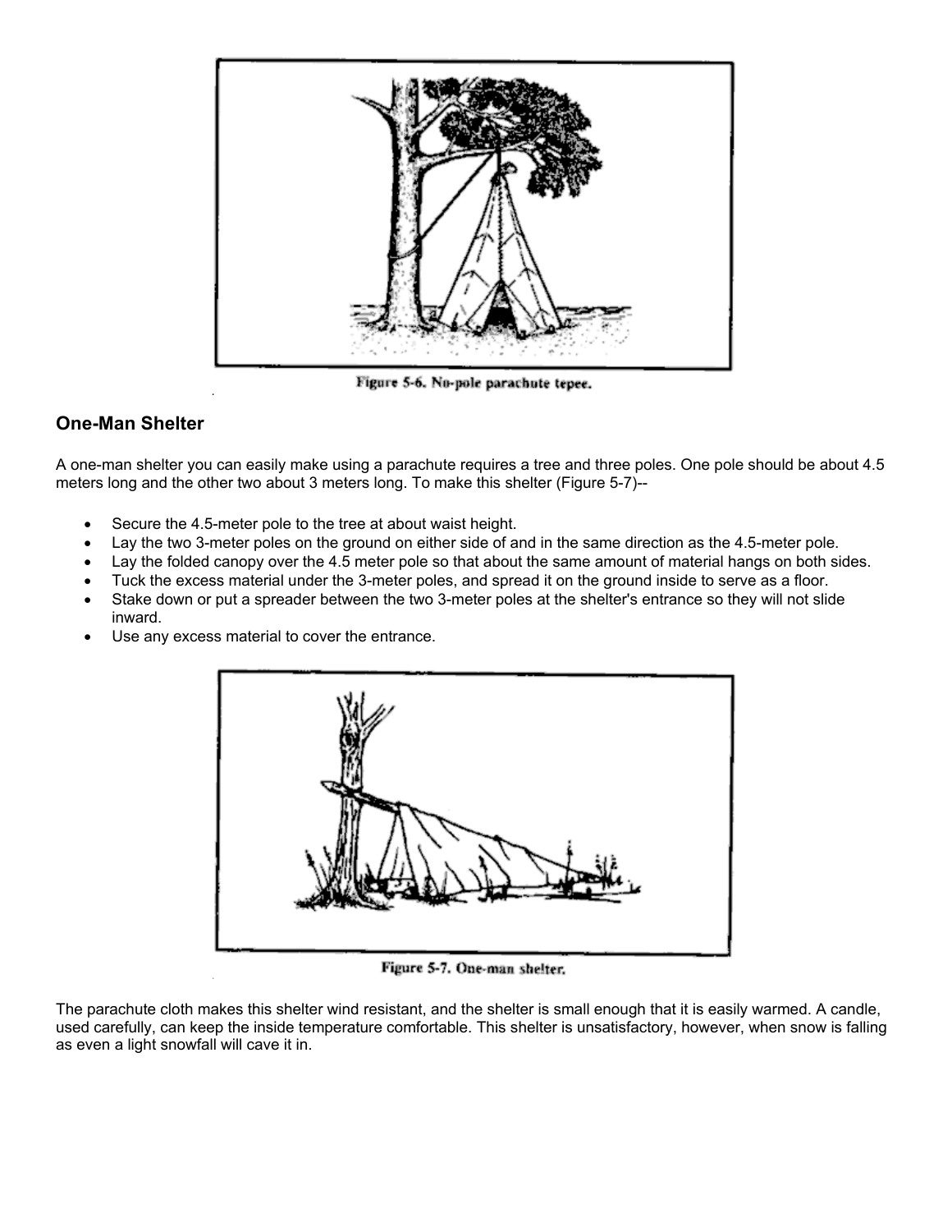Figure 5-6. No-pole parachute tepee.

## One-Man Shelter

A one-man shelter you can easily make using a parachute requires a tree and three poles. One pole should be about 4.5 meters long and the other two about 3 meters long. To make this shelter (Figure 5-7)--

- Secure the 4.5-meter pole to the tree at about waist height.
- Lay the two 3-meter poles on the ground on either side of and in the same direction as the 4.5-meter pole.
- Lay the folded canopy over the 4.5 meter pole so that about the same amount of material hangs on both sides.
- Tuck the excess material under the 3-meter poles, and spread it on the ground inside to serve as a floor.
- Stake down or put a spreader between the two 3-meter poles at the shelter's entrance so they will not slide inward.
- Use any excess material to cover the entrance.

Figure 5-7. One-man shelter.

The parachute cloth makes this shelter wind resistant, and the shelter is small enough that it is easily warmed. A candle, used carefully, can keep the inside temperature comfortable. This shelter is unsatisfactory, however, when snow is falling as even a light snowfall will cave it in.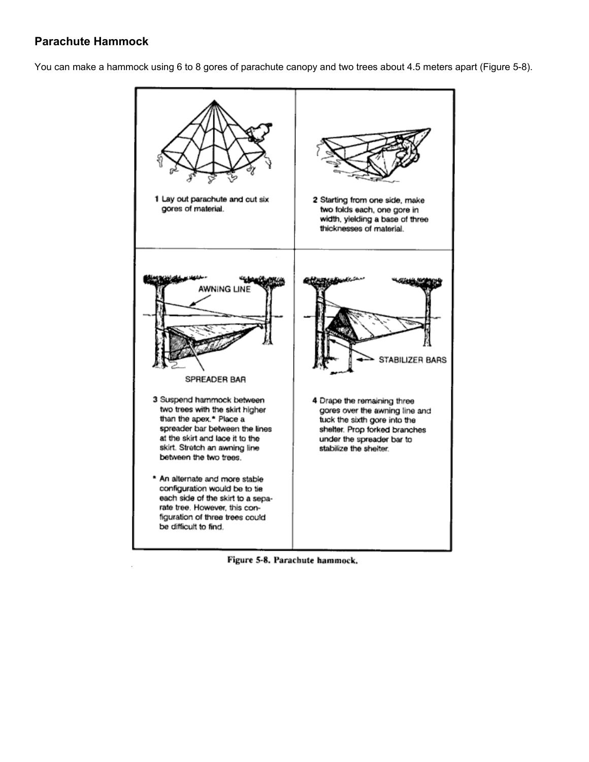## Parachute Hammock

You can make a hammock using 6 to 8 gores of parachute canopy and two trees about 4.5 meters apart (Figure 5-8).

1 Lay out parachute and cut six gores of material.

2 Starting from one side, make two folds each, one gore in width, yielding a base of three thicknesses of material.

AWNING LINE

SPREADER BAR

3 Suspend hammock between two trees with the skirt higher than the apex.* Place a spreader bar between the lines at the skirt and lace it to the skirt. Stretch an awning line between the two trees.

* An alternate and more stable configuration would be to tie each side of the skirt to a separate tree. However, this configuration of three trees could be difficult to find.

STABILIZER BARS

4 Drape the remaining three gores over the awning line and tuck the sixth gore into the shelter. Prop forked branches under the spreader bar to stabilize the shelter.

Figure 5-8. Parachute hammock.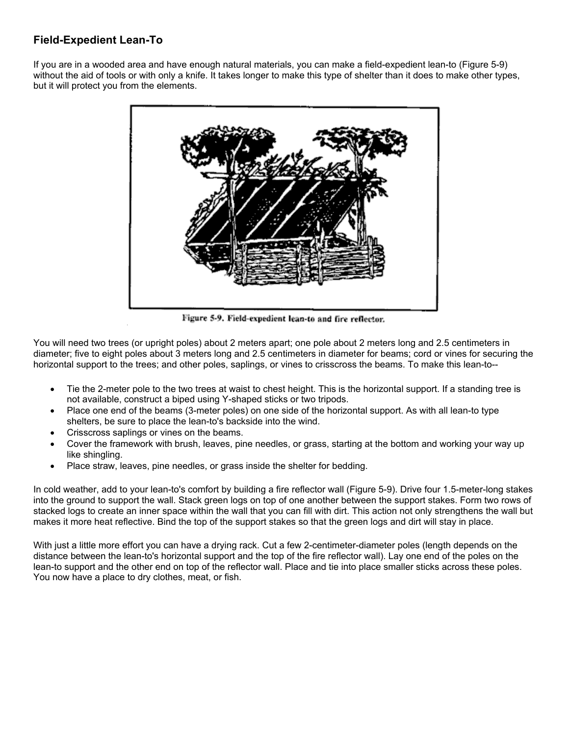## Field-Expedient Lean-To

If you are in a wooded area and have enough natural materials, you can make a field-expedient lean-to (Figure 5-9) without the aid of tools or with only a knife. It takes longer to make this type of shelter than it does to make other types, but it will protect you from the elements.

Figure 5-9. Field-expedient lean-to and fire reflector.

You will need two trees (or upright poles) about 2 meters apart; one pole about 2 meters long and 2.5 centimeters in diameter; five to eight poles about 3 meters long and 2.5 centimeters in diameter for beams; cord or vines for securing the horizontal support to the trees; and other poles, saplings, or vines to crisscross the beams. To make this lean-to--

- Tie the 2-meter pole to the two trees at waist to chest height. This is the horizontal support. If a standing tree is not available, construct a biped using Y-shaped sticks or two tripods.
- Place one end of the beams (3-meter poles) on one side of the horizontal support. As with all lean-to type shelters, be sure to place the lean-to's backside into the wind.
- Crisscross saplings or vines on the beams.
- Cover the framework with brush, leaves, pine needles, or grass, starting at the bottom and working your way up like shingling.
- Place straw, leaves, pine needles, or grass inside the shelter for bedding.

In cold weather, add to your lean-to's comfort by building a fire reflector wall (Figure 5-9). Drive four 1.5-meter-long stakes into the ground to support the wall. Stack green logs on top of one another between the support stakes. Form two rows of stacked logs to create an inner space within the wall that you can fill with dirt. This action not only strengthens the wall but makes it more heat reflective. Bind the top of the support stakes so that the green logs and dirt will stay in place.

With just a little more effort you can have a drying rack. Cut a few 2-centimeter-diameter poles (length depends on the distance between the lean-to's horizontal support and the top of the fire reflector wall). Lay one end of the poles on the lean-to support and the other end on top of the reflector wall. Place and tie into place smaller sticks across these poles. You now have a place to dry clothes, meat, or fish.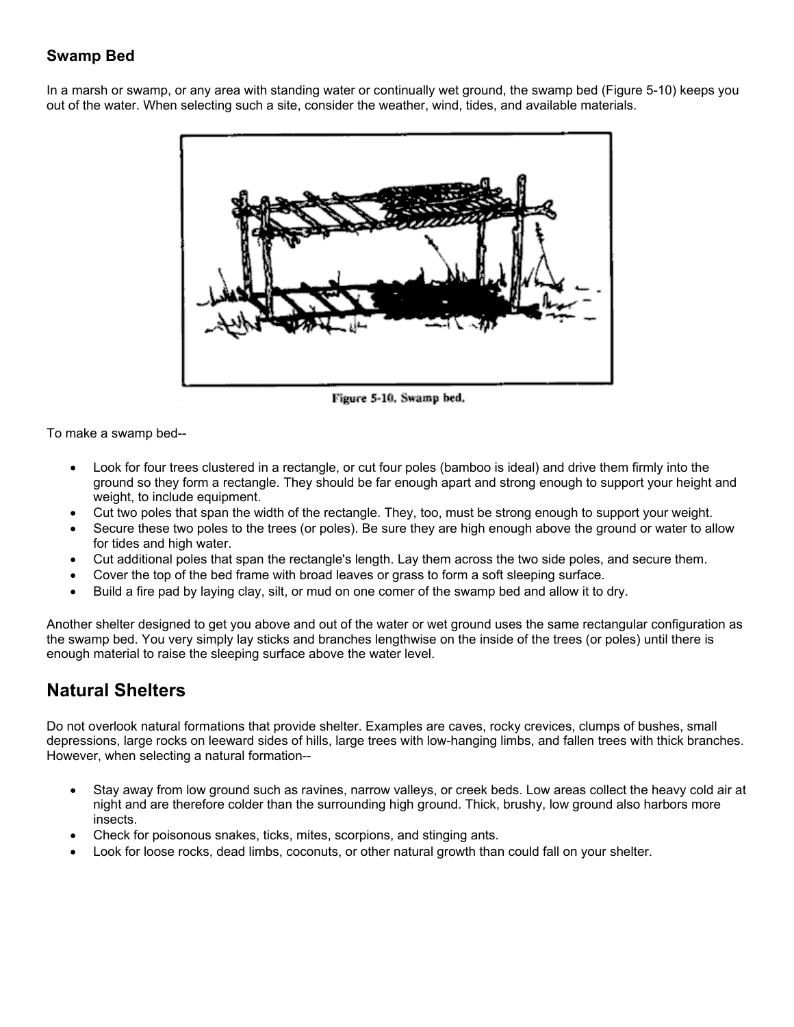### Swamp Bed

In a marsh or swamp, or any area with standing water or continually wet ground, the swamp bed (Figure 5-10) keeps you out of the water. When selecting such a site, consider the weather, wind, tides, and available materials.

Figure 5-10. Swamp bed.

To make a swamp bed--

- Look for four trees clustered in a rectangle, or cut four poles (bamboo is ideal) and drive them firmly into the ground so they form a rectangle. They should be far enough apart and strong enough to support your height and weight, to include equipment.
- Cut two poles that span the width of the rectangle. They, too, must be strong enough to support your weight.
- Secure these two poles to the trees (or poles). Be sure they are high enough above the ground or water to allow for tides and high water.
- Cut additional poles that span the rectangle's length. Lay them across the two side poles, and secure them.
- Cover the top of the bed frame with broad leaves or grass to form a soft sleeping surface.
- Build a fire pad by laying clay, silt, or mud on one comer of the swamp bed and allow it to dry.

Another shelter designed to get you above and out of the water or wet ground uses the same rectangular configuration as the swamp bed. You very simply lay sticks and branches lengthwise on the inside of the trees (or poles) until there is enough material to raise the sleeping surface above the water level.

## Natural Shelters

Do not overlook natural formations that provide shelter. Examples are caves, rocky crevices, clumps of bushes, small depressions, large rocks on leeward sides of hills, large trees with low-hanging limbs, and fallen trees with thick branches. However, when selecting a natural formation--

- Stay away from low ground such as ravines, narrow valleys, or creek beds. Low areas collect the heavy cold air at night and are therefore colder than the surrounding high ground. Thick, brushy, low ground also harbors more insects.
- Check for poisonous snakes, ticks, mites, scorpions, and stinging ants.
- Look for loose rocks, dead limbs, coconuts, or other natural growth than could fall on your shelter.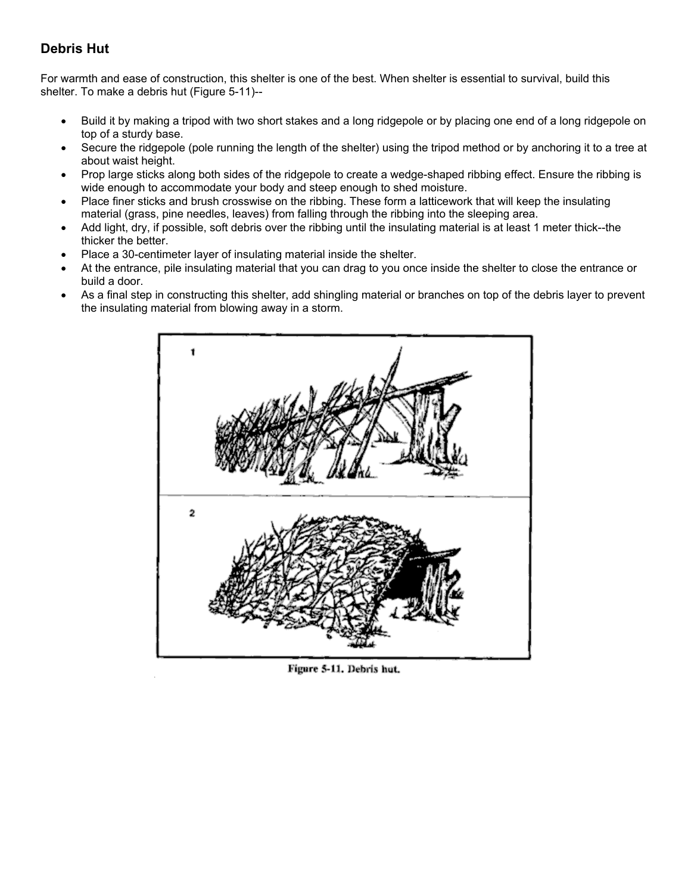## Debris Hut

For warmth and ease of construction, this shelter is one of the best. When shelter is essential to survival, build this shelter. To make a debris hut (Figure 5-11)--

- Build it by making a tripod with two short stakes and a long ridgepole or by placing one end of a long ridgepole on top of a sturdy base.
- Secure the ridgepole (pole running the length of the shelter) using the tripod method or by anchoring it to a tree at about waist height.
- Prop large sticks along both sides of the ridgepole to create a wedge-shaped ribbing effect. Ensure the ribbing is wide enough to accommodate your body and steep enough to shed moisture.
- Place finer sticks and brush crosswise on the ribbing. These form a latticework that will keep the insulating material (grass, pine needles, leaves) from falling through the ribbing into the sleeping area.
- Add light, dry, if possible, soft debris over the ribbing until the insulating material is at least 1 meter thick--the thicker the better.
- Place a 30-centimeter layer of insulating material inside the shelter.
- At the entrance, pile insulating material that you can drag to you once inside the shelter to close the entrance or build a door.
- As a final step in constructing this shelter, add shingling material or branches on top of the debris layer to prevent the insulating material from blowing away in a storm.

Figure 5-11. Debris hut.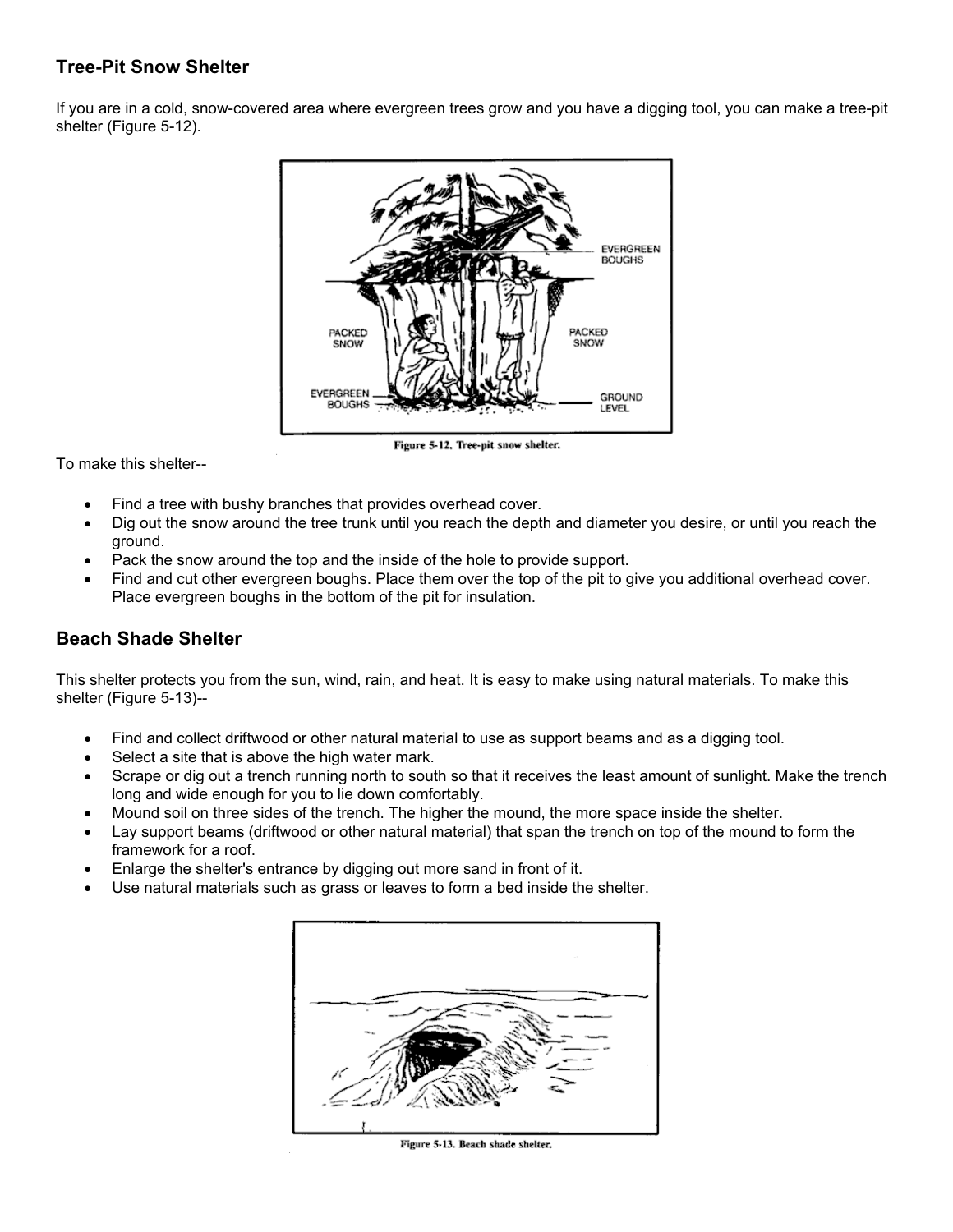## Tree-Pit Snow Shelter

If you are in a cold, snow-covered area where evergreen trees grow and you have a digging tool, you can make a tree-pit shelter (Figure 5-12).

Figure 5-12. Tree-pit snow shelter.

To make this shelter--

- Find a tree with bushy branches that provides overhead cover.
- Dig out the snow around the tree trunk until you reach the depth and diameter you desire, or until you reach the ground.
- Pack the snow around the top and the inside of the hole to provide support.
- Find and cut other evergreen boughs. Place them over the top of the pit to give you additional overhead cover. Place evergreen boughs in the bottom of the pit for insulation.

## Beach Shade Shelter

This shelter protects you from the sun, wind, rain, and heat. It is easy to make using natural materials. To make this shelter (Figure 5-13)--

- Find and collect driftwood or other natural material to use as support beams and as a digging tool.
- Select a site that is above the high water mark.
- Scrape or dig out a trench running north to south so that it receives the least amount of sunlight. Make the trench long and wide enough for you to lie down comfortably.
- Mound soil on three sides of the trench. The higher the mound, the more space inside the shelter.
- Lay support beams (driftwood or other natural material) that span the trench on top of the mound to form the framework for a roof.
- Enlarge the shelter's entrance by digging out more sand in front of it.
- Use natural materials such as grass or leaves to form a bed inside the shelter.

Figure 5-13. Beach shade shelter.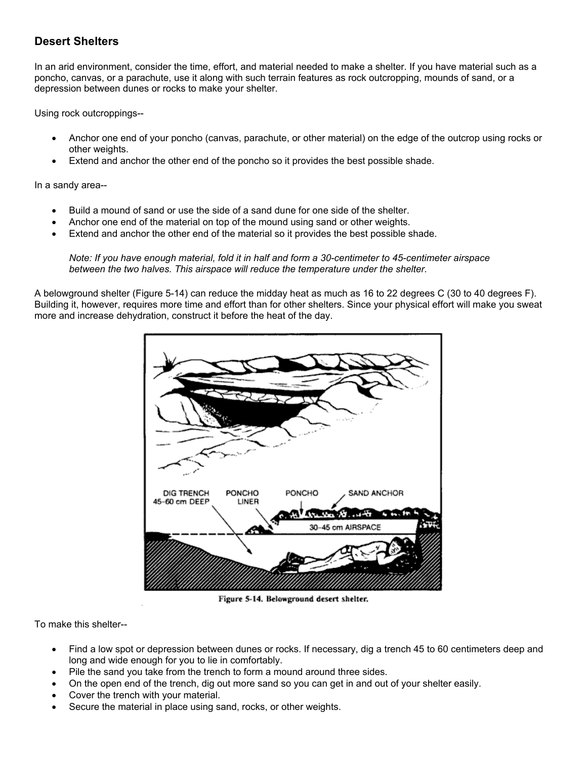## Desert Shelters

In an arid environment, consider the time, effort, and material needed to make a shelter. If you have material such as a poncho, canvas, or a parachute, use it along with such terrain features as rock outcropping, mounds of sand, or a depression between dunes or rocks to make your shelter.

Using rock outcroppings--

- Anchor one end of your poncho (canvas, parachute, or other material) on the edge of the outcrop using rocks or other weights.
- Extend and anchor the other end of the poncho so it provides the best possible shade.

In a sandy area--

- Build a mound of sand or use the side of a sand dune for one side of the shelter.
- Anchor one end of the material on top of the mound using sand or other weights.
- Extend and anchor the other end of the material so it provides the best possible shade.

  *Note: If you have enough material, fold it in half and form a 30-centimeter to 45-centimeter airspace between the two halves. This airspace will reduce the temperature under the shelter.*

A belowground shelter (Figure 5-14) can reduce the midday heat as much as 16 to 22 degrees C (30 to 40 degrees F). Building it, however, requires more time and effort than for other shelters. Since your physical effort will make you sweat more and increase dehydration, construct it before the heat of the day.

Figure 5-14. Belowground desert shelter.

To make this shelter--

- Find a low spot or depression between dunes or rocks. If necessary, dig a trench 45 to 60 centimeters deep and long and wide enough for you to lie in comfortably.
- Pile the sand you take from the trench to form a mound around three sides.
- On the open end of the trench, dig out more sand so you can get in and out of your shelter easily.
- Cover the trench with your material.
- Secure the material in place using sand, rocks, or other weights.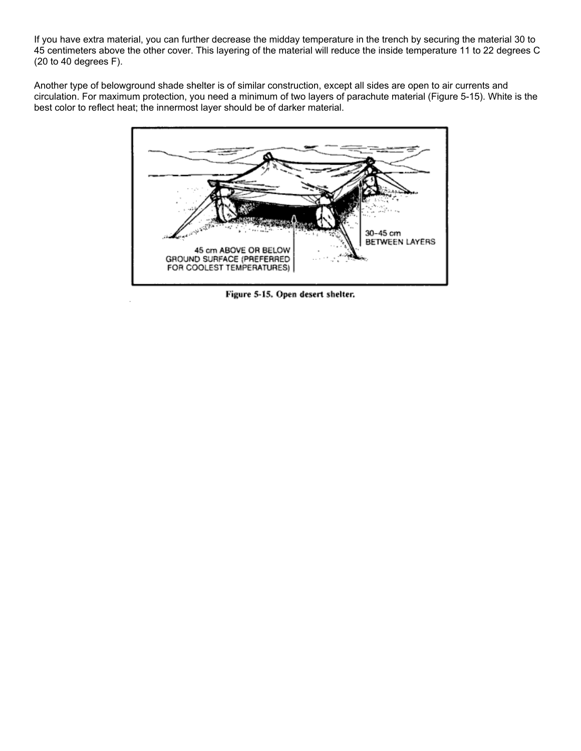If you have extra material, you can further decrease the midday temperature in the trench by securing the material 30 to 45 centimeters above the other cover. This layering of the material will reduce the inside temperature 11 to 22 degrees C (20 to 40 degrees F).

Another type of belowground shade shelter is of similar construction, except all sides are open to air currents and circulation. For maximum protection, you need a minimum of two layers of parachute material (Figure 5-15). White is the best color to reflect heat; the innermost layer should be of darker material.

30–45 cm
BETWEEN LAYERS

45 cm ABOVE OR BELOW
GROUND SURFACE (PREFERRED
FOR COOLEST TEMPERATURES)

**Figure 5-15. Open desert shelter.**